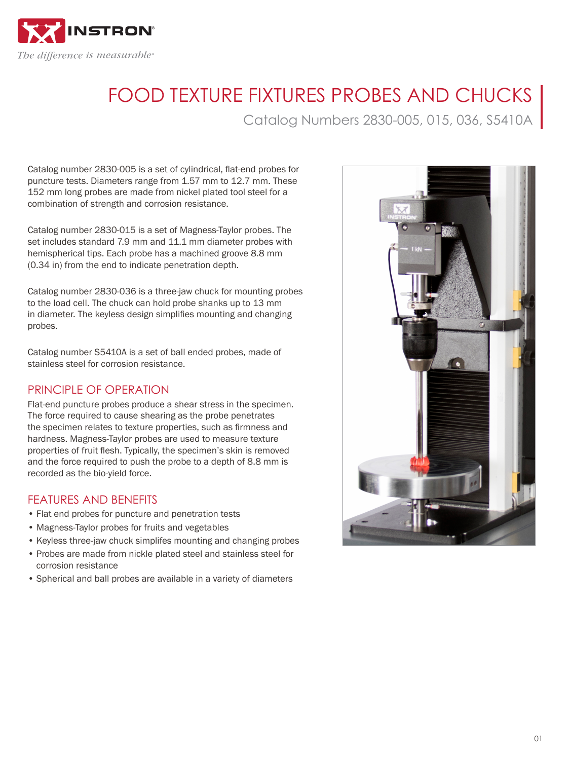INSTRON

*The difference is measurable*

# FOOD TEXTURE FIXTURES PROBES AND CHUCKS

Catalog Numbers 2830-005, 015, 036, S5410A

Catalog number 2830-005 is a set of cylindrical, flat-end probes for puncture tests. Diameters range from 1.57 mm to 12.7 mm. These 152 mm long probes are made from nickel plated tool steel for a combination of strength and corrosion resistance.

Catalog number 2830-015 is a set of Magness-Taylor probes. The set includes standard 7.9 mm and 11.1 mm diameter probes with hemispherical tips. Each probe has a machined groove 8.8 mm (0.34 in) from the end to indicate penetration depth.

Catalog number 2830-036 is a three-jaw chuck for mounting probes to the load cell. The chuck can hold probe shanks up to 13 mm in diameter. The keyless design simplifies mounting and changing probes.

Catalog number S5410A is a set of ball ended probes, made of stainless steel for corrosion resistance.

## PRINCIPLE OF OPERATION

Flat-end puncture probes produce a shear stress in the specimen. The force required to cause shearing as the probe penetrates the specimen relates to texture properties, such as firmness and hardness. Magness-Taylor probes are used to measure texture properties of fruit flesh. Typically, the specimen's skin is removed and the force required to push the probe to a depth of 8.8 mm is recorded as the bio-yield force.

## FEATURES AND BENEFITS

- Flat end probes for puncture and penetration tests
- Magness-Taylor probes for fruits and vegetables
- Keyless three-jaw chuck simplifies mounting and changing probes
- Probes are made from nickle plated steel and stainless steel for corrosion resistance
- Spherical and ball probes are available in a variety of diameters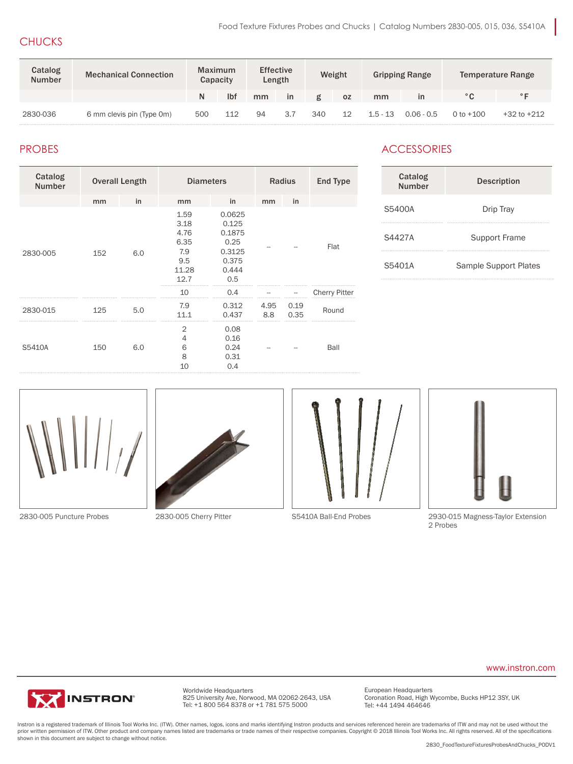## CHUCKS

| Catalog Number | Mechanical Connection | Maximum Capacity | | Effective Length | | Weight | | Gripping Range | | Temperature Range | |
|---|---|---|---|---|---|---|---|---|---|---|---|
| | | N | lbf | mm | in | g | oz | mm | in | °C | °F |
| 2830-036 | 6 mm clevis pin (Type 0m) | 500 | 112 | 94 | 3.7 | 340 | 12 | 1.5 - 13 | 0.06 - 0.5 | 0 to +100 | +32 to +212 |

## PROBES

| Catalog Number | Overall Length | | Diameters | | Radius | | End Type |
|---|---|---|---|---|---|---|---|
| | mm | in | mm | in | mm | in | |
| 2830-005 | 152 | 6.0 | 1.59<br>3.18<br>4.76<br>6.35<br>7.9<br>9.5<br>11.28<br>12.7 | 0.0625<br>0.125<br>0.1875<br>0.25<br>0.3125<br>0.375<br>0.444<br>0.5 | -- | -- | Flat |
| | | | 10 | 0.4 | -- | -- | Cherry Pitter |
| 2830-015 | 125 | 5.0 | 7.9<br>11.1 | 0.312<br>0.437 | 4.95<br>8.8 | 0.19<br>0.35 | Round |
| S5410A | 150 | 6.0 | 2<br>4<br>6<br>8<br>10 | 0.08<br>0.16<br>0.24<br>0.31<br>0.4 | -- | -- | Ball |

## ACCESSORIES

| Catalog Number | Description |
|---|---|
| S5400A | Drip Tray |
| S4427A | Support Frame |
| S5401A | Sample Support Plates |

2830-005 Puncture Probes

2830-005 Cherry Pitter

S5410A Ball-End Probes

2930-015 Magness-Taylor Extension 2 Probes

www.instron.com

INSTRON®

Worldwide Headquarters
825 University Ave, Norwood, MA 02062-2643, USA
Tel: +1 800 564 8378 or +1 781 575 5000

European Headquarters
Coronation Road, High Wycombe, Bucks HP12 3SY, UK
Tel: +44 1494 464646

Instron is a registered trademark of Illinois Tool Works Inc. (ITW). Other names, logos, icons and marks identifying Instron products and services referenced herein are trademarks of ITW and may not be used without the prior written permission of ITW. Other product and company names listed are trademarks or trade names of their respective companies. Copyright © 2018 Illinois Tool Works Inc. All rights reserved. All of the specifications shown in this document are subject to change without notice.

2830_FoodTextureFixturesProbesAndChucks_PODV1